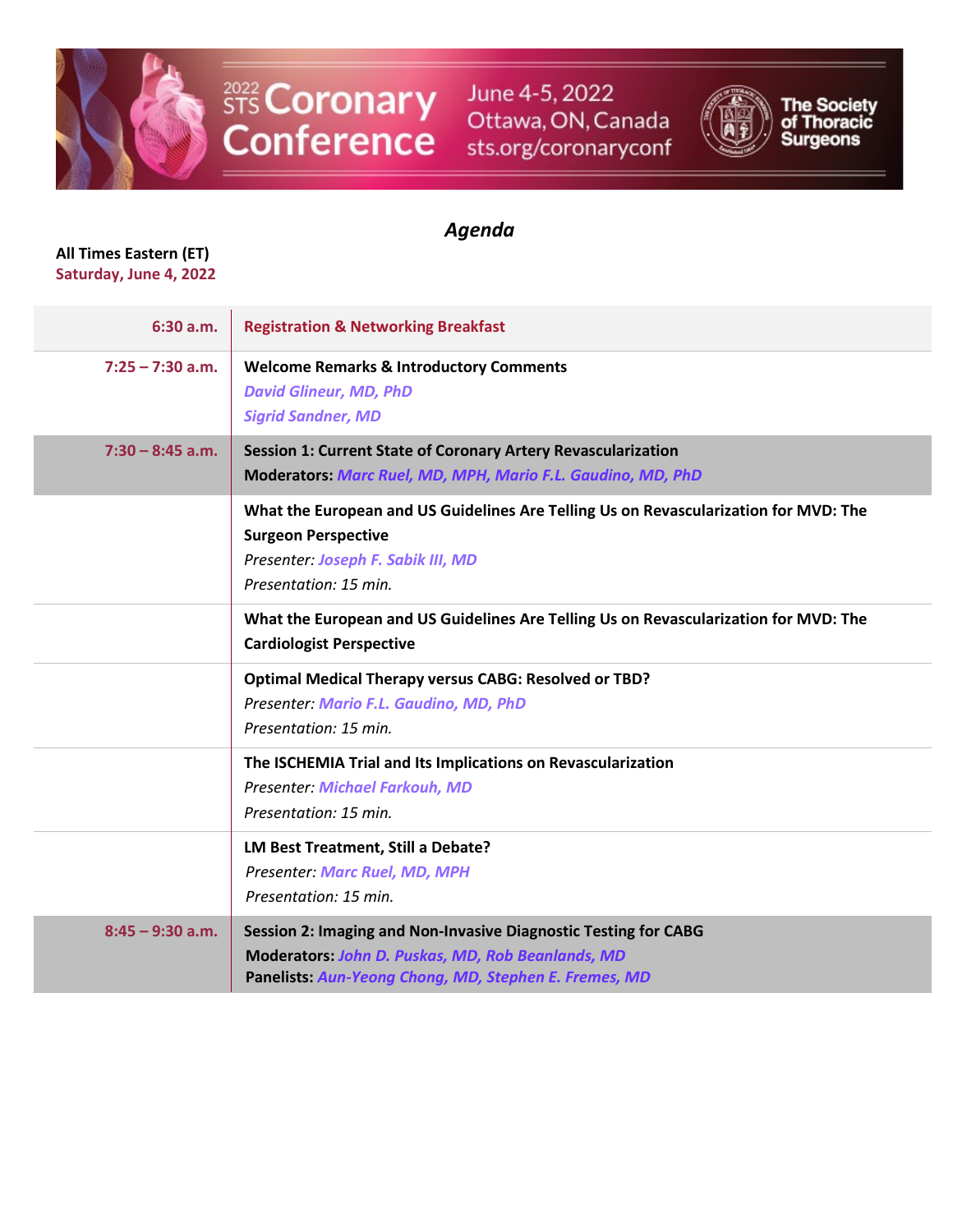# 2022 STS Coronary Conference

June 4-5, 2022
Ottawa, ON, Canada
sts.org/coronaryconf

The Society of Thoracic Surgeons

## *Agenda*

**All Times Eastern (ET)**
**Saturday, June 4, 2022**

| | |
|---|---|
| **6:30 a.m.** | **Registration & Networking Breakfast** |
| **7:25 – 7:30 a.m.** | **Welcome Remarks & Introductory Comments**<br>*David Glineur, MD, PhD*<br>*Sigrid Sandner, MD* |
| **7:30 – 8:45 a.m.** | **Session 1: Current State of Coronary Artery Revascularization**<br>**Moderators:** *Marc Ruel, MD, MPH, Mario F.L. Gaudino, MD, PhD* |
| | **What the European and US Guidelines Are Telling Us on Revascularization for MVD: The Surgeon Perspective**<br>*Presenter: Joseph F. Sabik III, MD*<br>*Presentation: 15 min.* |
| | **What the European and US Guidelines Are Telling Us on Revascularization for MVD: The Cardiologist Perspective** |
| | **Optimal Medical Therapy versus CABG: Resolved or TBD?**<br>*Presenter: Mario F.L. Gaudino, MD, PhD*<br>*Presentation: 15 min.* |
| | **The ISCHEMIA Trial and Its Implications on Revascularization**<br>*Presenter: Michael Farkouh, MD*<br>*Presentation: 15 min.* |
| | **LM Best Treatment, Still a Debate?**<br>*Presenter: Marc Ruel, MD, MPH*<br>*Presentation: 15 min.* |
| **8:45 – 9:30 a.m.** | **Session 2: Imaging and Non-Invasive Diagnostic Testing for CABG**<br>**Moderators:** *John D. Puskas, MD, Rob Beanlands, MD*<br>**Panelists:** *Aun-Yeong Chong, MD, Stephen E. Fremes, MD* |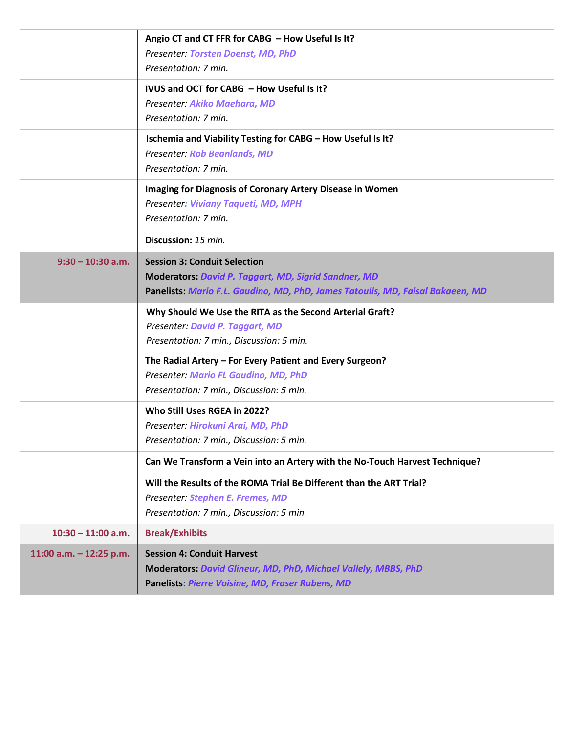| | |
|---|---|
| | **Angio CT and CT FFR for CABG – How Useful Is It?**<br>*Presenter: Torsten Doenst, MD, PhD*<br>*Presentation: 7 min.* |
| | **IVUS and OCT for CABG – How Useful Is It?**<br>*Presenter: Akiko Maehara, MD*<br>*Presentation: 7 min.* |
| | **Ischemia and Viability Testing for CABG – How Useful Is It?**<br>*Presenter: Rob Beanlands, MD*<br>*Presentation: 7 min.* |
| | **Imaging for Diagnosis of Coronary Artery Disease in Women**<br>*Presenter: Viviany Taqueti, MD, MPH*<br>*Presentation: 7 min.* |
| | **Discussion:** *15 min.* |
| **9:30 – 10:30 a.m.** | **Session 3: Conduit Selection**<br>**Moderators:** *David P. Taggart, MD, Sigrid Sandner, MD*<br>**Panelists:** *Mario F.L. Gaudino, MD, PhD, James Tatoulis, MD, Faisal Bakaeen, MD* |
| | **Why Should We Use the RITA as the Second Arterial Graft?**<br>*Presenter: David P. Taggart, MD*<br>*Presentation: 7 min., Discussion: 5 min.* |
| | **The Radial Artery – For Every Patient and Every Surgeon?**<br>*Presenter: Mario FL Gaudino, MD, PhD*<br>*Presentation: 7 min., Discussion: 5 min.* |
| | **Who Still Uses RGEA in 2022?**<br>*Presenter: Hirokuni Arai, MD, PhD*<br>*Presentation: 7 min., Discussion: 5 min.* |
| | **Can We Transform a Vein into an Artery with the No-Touch Harvest Technique?** |
| | **Will the Results of the ROMA Trial Be Different than the ART Trial?**<br>*Presenter: Stephen E. Fremes, MD*<br>*Presentation: 7 min., Discussion: 5 min.* |
| **10:30 – 11:00 a.m.** | **Break/Exhibits** |
| **11:00 a.m. – 12:25 p.m.** | **Session 4: Conduit Harvest**<br>**Moderators:** *David Glineur, MD, PhD, Michael Vallely, MBBS, PhD*<br>**Panelists:** *Pierre Voisine, MD, Fraser Rubens, MD* |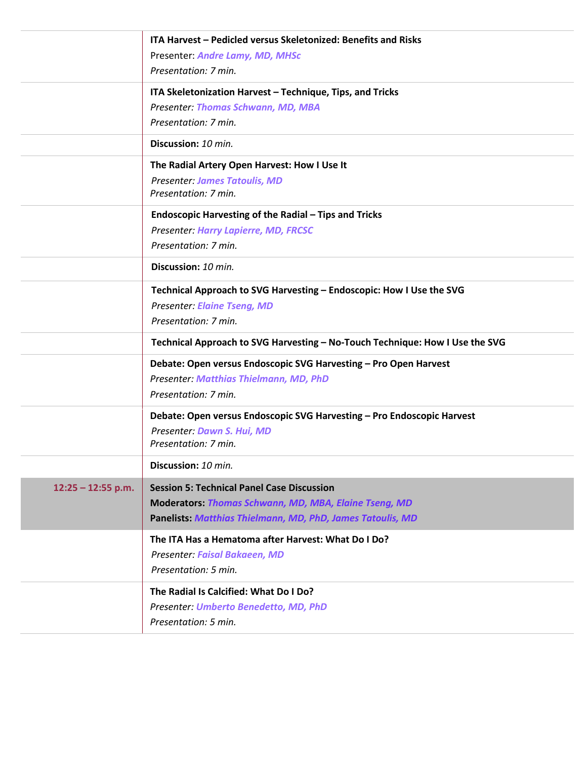| | |
|---|---|
| | **ITA Harvest – Pedicled versus Skeletonized: Benefits and Risks**<br>Presenter: ***Andre Lamy, MD, MHSc***<br>*Presentation: 7 min.* |
| | **ITA Skeletonization Harvest – Technique, Tips, and Tricks**<br>*Presenter:* ***Thomas Schwann, MD, MBA***<br>*Presentation: 7 min.* |
| | **Discussion:** *10 min.* |
| | **The Radial Artery Open Harvest: How I Use It**<br>*Presenter:* ***James Tatoulis, MD***<br>*Presentation: 7 min.* |
| | **Endoscopic Harvesting of the Radial – Tips and Tricks**<br>*Presenter:* ***Harry Lapierre, MD, FRCSC***<br>*Presentation: 7 min.* |
| | **Discussion:** *10 min.* |
| | **Technical Approach to SVG Harvesting – Endoscopic: How I Use the SVG**<br>*Presenter:* ***Elaine Tseng, MD***<br>*Presentation: 7 min.* |
| | **Technical Approach to SVG Harvesting – No-Touch Technique: How I Use the SVG** |
| | **Debate: Open versus Endoscopic SVG Harvesting – Pro Open Harvest**<br>*Presenter:* ***Matthias Thielmann, MD, PhD***<br>*Presentation: 7 min.* |
| | **Debate: Open versus Endoscopic SVG Harvesting – Pro Endoscopic Harvest**<br>*Presenter:* ***Dawn S. Hui, MD***<br>*Presentation: 7 min.* |
| | **Discussion:** *10 min.* |
| **12:25 – 12:55 p.m.** | **Session 5: Technical Panel Case Discussion**<br>**Moderators:** ***Thomas Schwann, MD, MBA, Elaine Tseng, MD***<br>**Panelists:** ***Matthias Thielmann, MD, PhD, James Tatoulis, MD*** |
| | **The ITA Has a Hematoma after Harvest: What Do I Do?**<br>*Presenter:* ***Faisal Bakaeen, MD***<br>*Presentation: 5 min.* |
| | **The Radial Is Calcified: What Do I Do?**<br>*Presenter:* ***Umberto Benedetto, MD, PhD***<br>*Presentation: 5 min.* |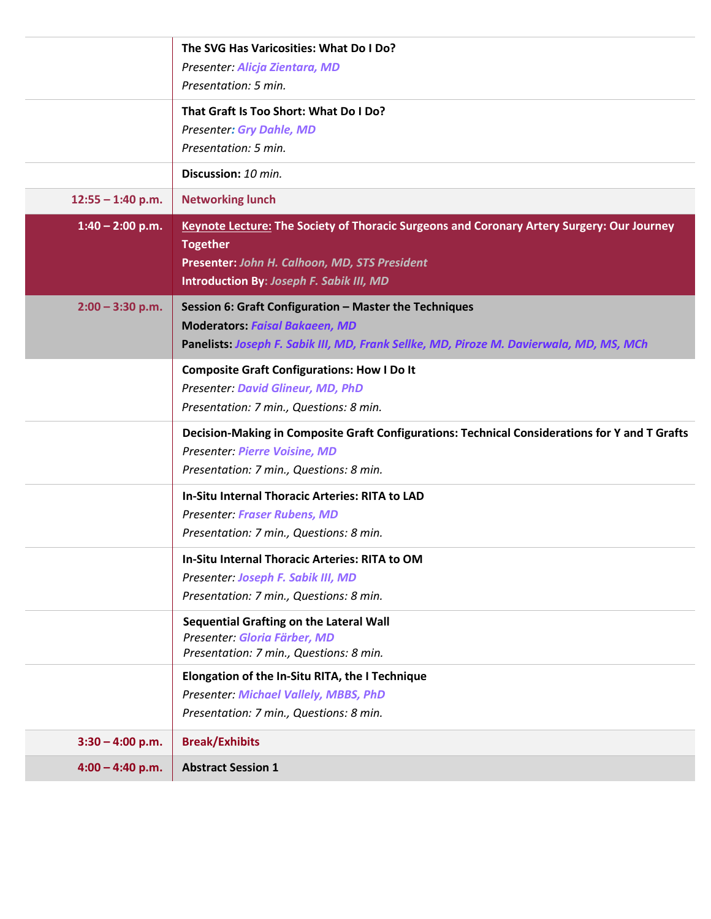| | |
|---|---|
| | **The SVG Has Varicosities: What Do I Do?**<br>*Presenter: Alicja Zientara, MD*<br>*Presentation: 5 min.* |
| | **That Graft Is Too Short: What Do I Do?**<br>*Presenter: Gry Dahle, MD*<br>*Presentation: 5 min.* |
| | **Discussion:** *10 min.* |
| **12:55 – 1:40 p.m.** | **Networking lunch** |
| **1:40 – 2:00 p.m.** | **Keynote Lecture: The Society of Thoracic Surgeons and Coronary Artery Surgery: Our Journey Together**<br>**Presenter:** ***John H. Calhoon, MD, STS President***<br>**Introduction By:** ***Joseph F. Sabik III, MD*** |
| **2:00 – 3:30 p.m.** | **Session 6: Graft Configuration – Master the Techniques**<br>**Moderators:** ***Faisal Bakaeen, MD***<br>**Panelists:** ***Joseph F. Sabik III, MD, Frank Sellke, MD, Piroze M. Davierwala, MD, MS, MCh*** |
| | **Composite Graft Configurations: How I Do It**<br>*Presenter: David Glineur, MD, PhD*<br>*Presentation: 7 min., Questions: 8 min.* |
| | **Decision-Making in Composite Graft Configurations: Technical Considerations for Y and T Grafts**<br>*Presenter: Pierre Voisine, MD*<br>*Presentation: 7 min., Questions: 8 min.* |
| | **In-Situ Internal Thoracic Arteries: RITA to LAD**<br>*Presenter: Fraser Rubens, MD*<br>*Presentation: 7 min., Questions: 8 min.* |
| | **In-Situ Internal Thoracic Arteries: RITA to OM**<br>*Presenter: Joseph F. Sabik III, MD*<br>*Presentation: 7 min., Questions: 8 min.* |
| | **Sequential Grafting on the Lateral Wall**<br>*Presenter: Gloria Färber, MD*<br>*Presentation: 7 min., Questions: 8 min.* |
| | **Elongation of the In-Situ RITA, the I Technique**<br>*Presenter: Michael Vallely, MBBS, PhD*<br>*Presentation: 7 min., Questions: 8 min.* |
| **3:30 – 4:00 p.m.** | **Break/Exhibits** |
| **4:00 – 4:40 p.m.** | **Abstract Session 1** |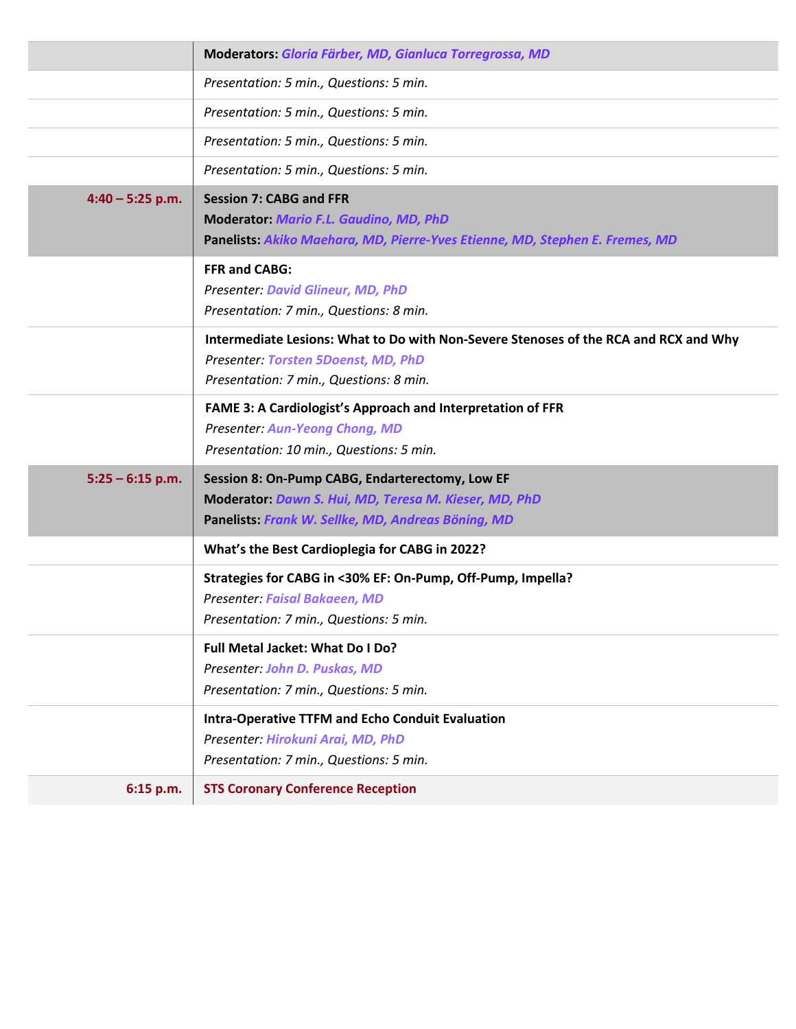| | |
|---|---|
| | **Moderators:** *Gloria Färber, MD, Gianluca Torregrossa, MD* |
| | *Presentation: 5 min., Questions: 5 min.* |
| | *Presentation: 5 min., Questions: 5 min.* |
| | *Presentation: 5 min., Questions: 5 min.* |
| | *Presentation: 5 min., Questions: 5 min.* |
| **4:40 – 5:25 p.m.** | **Session 7: CABG and FFR**<br>**Moderator:** *Mario F.L. Gaudino, MD, PhD*<br>**Panelists:** *Akiko Maehara, MD, Pierre-Yves Etienne, MD, Stephen E. Fremes, MD* |
| | **FFR and CABG:**<br>*Presenter: David Glineur, MD, PhD*<br>*Presentation: 7 min., Questions: 8 min.* |
| | **Intermediate Lesions: What to Do with Non-Severe Stenoses of the RCA and RCX and Why**<br>*Presenter: Torsten 5Doenst, MD, PhD*<br>*Presentation: 7 min., Questions: 8 min.* |
| | **FAME 3: A Cardiologist's Approach and Interpretation of FFR**<br>*Presenter: Aun-Yeong Chong, MD*<br>*Presentation: 10 min., Questions: 5 min.* |
| **5:25 – 6:15 p.m.** | **Session 8: On-Pump CABG, Endarterectomy, Low EF**<br>**Moderator:** *Dawn S. Hui, MD, Teresa M. Kieser, MD, PhD*<br>**Panelists:** *Frank W. Sellke, MD, Andreas Böning, MD* |
| | **What's the Best Cardioplegia for CABG in 2022?** |
| | **Strategies for CABG in <30% EF: On-Pump, Off-Pump, Impella?**<br>*Presenter: Faisal Bakaeen, MD*<br>*Presentation: 7 min., Questions: 5 min.* |
| | **Full Metal Jacket: What Do I Do?**<br>*Presenter: John D. Puskas, MD*<br>*Presentation: 7 min., Questions: 5 min.* |
| | **Intra-Operative TTFM and Echo Conduit Evaluation**<br>*Presenter: Hirokuni Arai, MD, PhD*<br>*Presentation: 7 min., Questions: 5 min.* |
| **6:15 p.m.** | **STS Coronary Conference Reception** |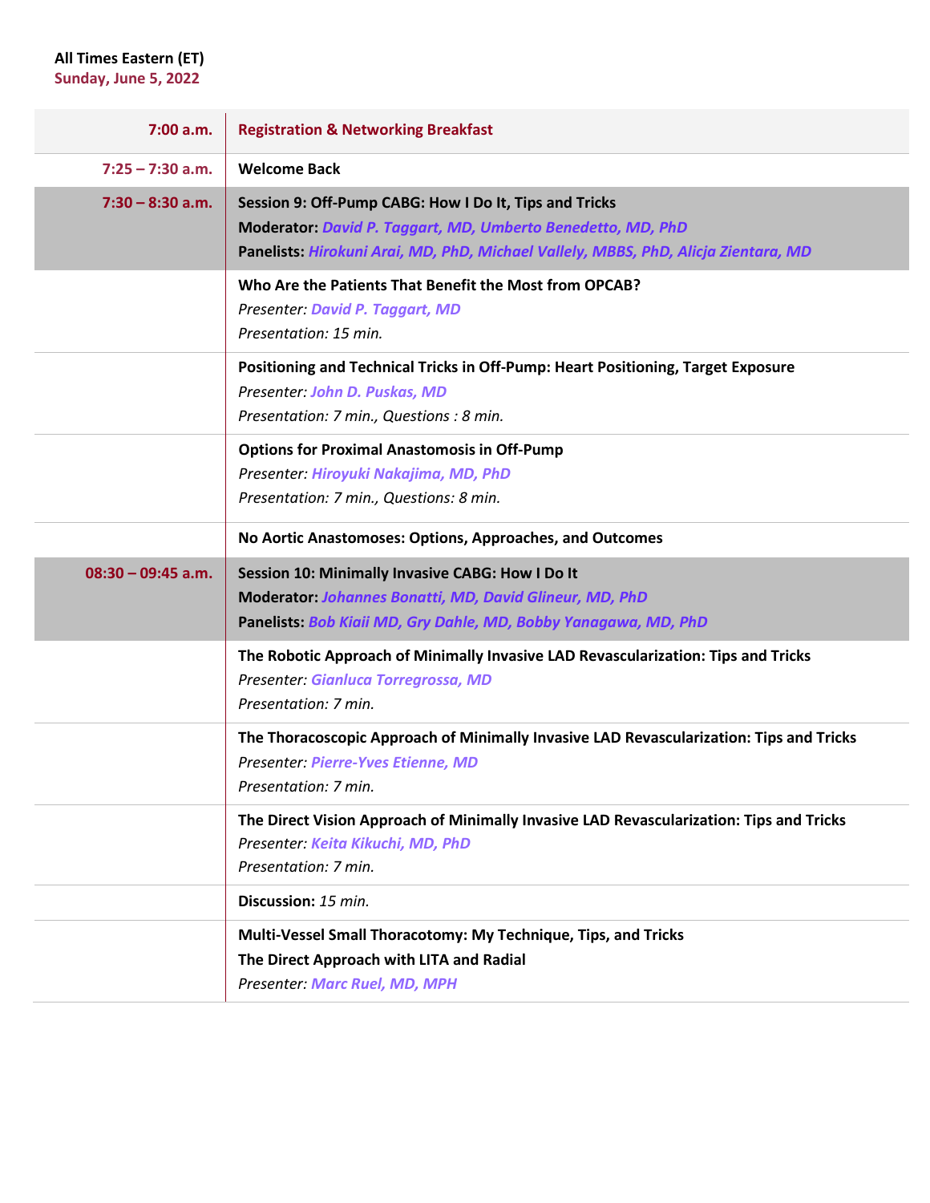**All Times Eastern (ET)**
**Sunday, June 5, 2022**

| | |
|---|---|
| **7:00 a.m.** | **Registration & Networking Breakfast** |
| **7:25 – 7:30 a.m.** | **Welcome Back** |
| **7:30 – 8:30 a.m.** | **Session 9: Off-Pump CABG: How I Do It, Tips and Tricks**<br>**Moderator:** ***David P. Taggart, MD, Umberto Benedetto, MD, PhD***<br>**Panelists:** ***Hirokuni Arai, MD, PhD, Michael Vallely, MBBS, PhD, Alicja Zientara, MD*** |
| | **Who Are the Patients That Benefit the Most from OPCAB?**<br>*Presenter:* ***David P. Taggart, MD***<br>*Presentation: 15 min.* |
| | **Positioning and Technical Tricks in Off-Pump: Heart Positioning, Target Exposure**<br>*Presenter:* ***John D. Puskas, MD***<br>*Presentation: 7 min., Questions : 8 min.* |
| | **Options for Proximal Anastomosis in Off-Pump**<br>*Presenter:* ***Hiroyuki Nakajima, MD, PhD***<br>*Presentation: 7 min., Questions: 8 min.* |
| | **No Aortic Anastomoses: Options, Approaches, and Outcomes** |
| **08:30 – 09:45 a.m.** | **Session 10: Minimally Invasive CABG: How I Do It**<br>**Moderator:** ***Johannes Bonatti, MD, David Glineur, MD, PhD***<br>**Panelists:** ***Bob Kiaii MD, Gry Dahle, MD, Bobby Yanagawa, MD, PhD*** |
| | **The Robotic Approach of Minimally Invasive LAD Revascularization: Tips and Tricks**<br>*Presenter:* ***Gianluca Torregrossa, MD***<br>*Presentation: 7 min.* |
| | **The Thoracoscopic Approach of Minimally Invasive LAD Revascularization: Tips and Tricks**<br>*Presenter:* ***Pierre-Yves Etienne, MD***<br>*Presentation: 7 min.* |
| | **The Direct Vision Approach of Minimally Invasive LAD Revascularization: Tips and Tricks**<br>*Presenter:* ***Keita Kikuchi, MD, PhD***<br>*Presentation: 7 min.* |
| | **Discussion:** *15 min.* |
| | **Multi-Vessel Small Thoracotomy: My Technique, Tips, and Tricks**<br>**The Direct Approach with LITA and Radial**<br>*Presenter:* ***Marc Ruel, MD, MPH*** |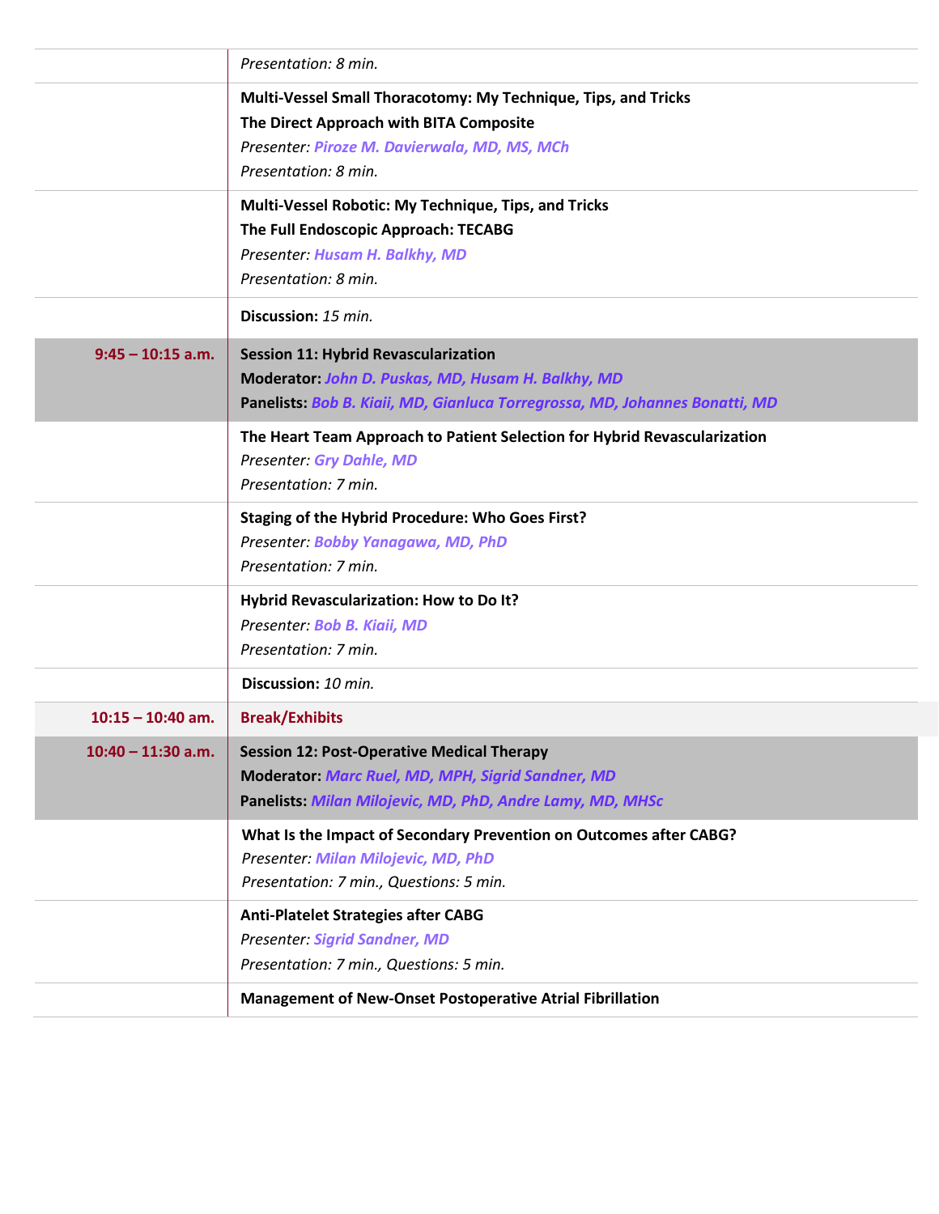| | |
|---|---|
| | *Presentation: 8 min.* |
| | **Multi-Vessel Small Thoracotomy: My Technique, Tips, and Tricks**<br>**The Direct Approach with BITA Composite**<br>*Presenter: **Piroze M. Davierwala, MD, MS, MCh***<br>*Presentation: 8 min.* |
| | **Multi-Vessel Robotic: My Technique, Tips, and Tricks**<br>**The Full Endoscopic Approach: TECABG**<br>*Presenter: **Husam H. Balkhy, MD***<br>*Presentation: 8 min.* |
| | **Discussion:** *15 min.* |
| **9:45 – 10:15 a.m.** | **Session 11: Hybrid Revascularization**<br>**Moderator:** ***John D. Puskas, MD, Husam H. Balkhy, MD***<br>**Panelists:** ***Bob B. Kiaii, MD, Gianluca Torregrossa, MD, Johannes Bonatti, MD*** |
| | **The Heart Team Approach to Patient Selection for Hybrid Revascularization**<br>*Presenter: **Gry Dahle, MD***<br>*Presentation: 7 min.* |
| | **Staging of the Hybrid Procedure: Who Goes First?**<br>*Presenter: **Bobby Yanagawa, MD, PhD***<br>*Presentation: 7 min.* |
| | **Hybrid Revascularization: How to Do It?**<br>*Presenter: **Bob B. Kiaii, MD***<br>*Presentation: 7 min.* |
| | **Discussion:** *10 min.* |
| **10:15 – 10:40 am.** | **Break/Exhibits** |
| **10:40 – 11:30 a.m.** | **Session 12: Post-Operative Medical Therapy**<br>**Moderator:** ***Marc Ruel, MD, MPH, Sigrid Sandner, MD***<br>**Panelists:** ***Milan Milojevic, MD, PhD, Andre Lamy, MD, MHSc*** |
| | **What Is the Impact of Secondary Prevention on Outcomes after CABG?**<br>*Presenter: **Milan Milojevic, MD, PhD***<br>*Presentation: 7 min., Questions: 5 min.* |
| | **Anti-Platelet Strategies after CABG**<br>*Presenter: **Sigrid Sandner, MD***<br>*Presentation: 7 min., Questions: 5 min.* |
| | **Management of New-Onset Postoperative Atrial Fibrillation** |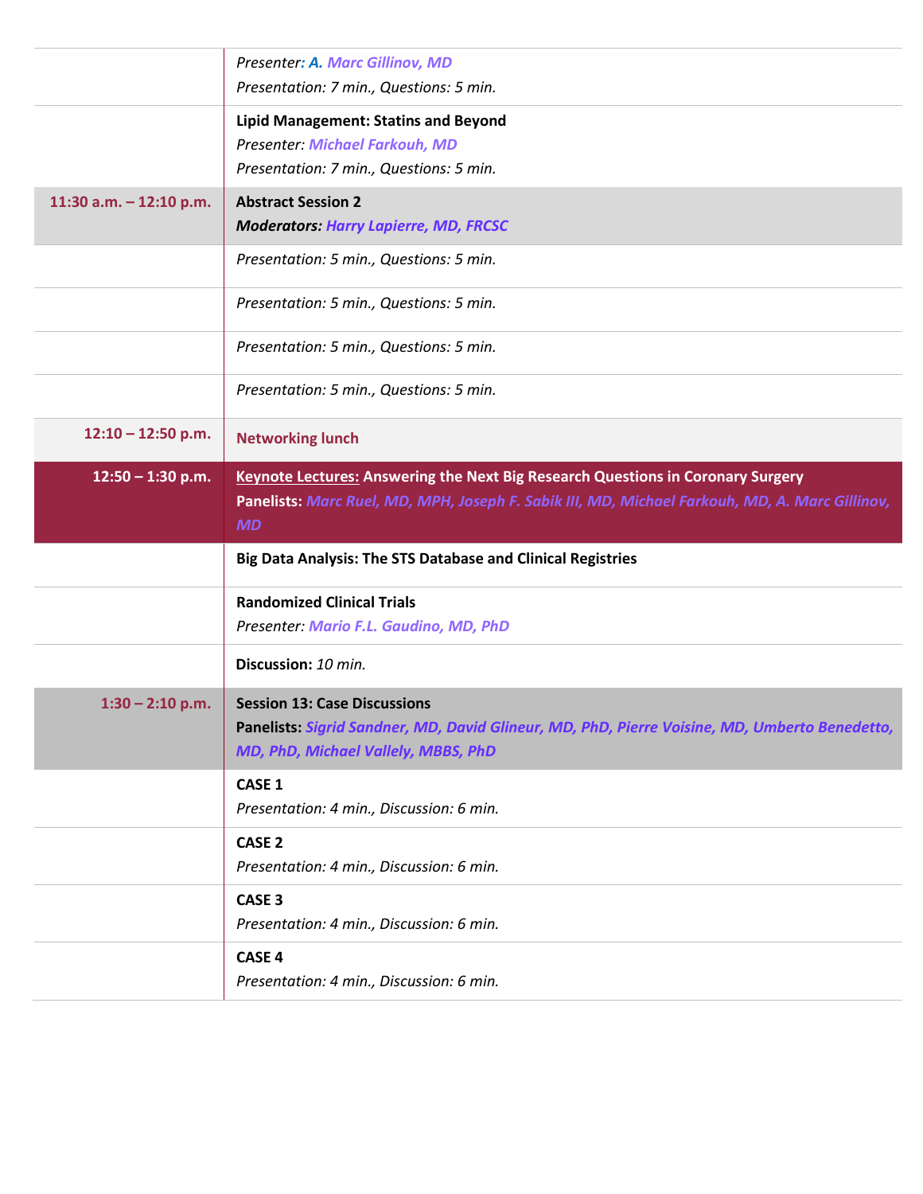| | |
|---|---|
| | *Presenter: A. Marc Gillinov, MD*<br>*Presentation: 7 min., Questions: 5 min.* |
| | **Lipid Management: Statins and Beyond**<br>*Presenter: Michael Farkouh, MD*<br>*Presentation: 7 min., Questions: 5 min.* |
| **11:30 a.m. – 12:10 p.m.** | **Abstract Session 2**<br>***Moderators:*** ***Harry Lapierre, MD, FRCSC*** |
| | *Presentation: 5 min., Questions: 5 min.* |
| | *Presentation: 5 min., Questions: 5 min.* |
| | *Presentation: 5 min., Questions: 5 min.* |
| | *Presentation: 5 min., Questions: 5 min.* |
| **12:10 – 12:50 p.m.** | **Networking lunch** |
| **12:50 – 1:30 p.m.** | **Keynote Lectures: Answering the Next Big Research Questions in Coronary Surgery**<br>**Panelists:** ***Marc Ruel, MD, MPH, Joseph F. Sabik III, MD, Michael Farkouh, MD, A. Marc Gillinov, MD*** |
| | **Big Data Analysis: The STS Database and Clinical Registries** |
| | **Randomized Clinical Trials**<br>*Presenter: Mario F.L. Gaudino, MD, PhD* |
| | **Discussion:** *10 min.* |
| **1:30 – 2:10 p.m.** | **Session 13: Case Discussions**<br>**Panelists:** ***Sigrid Sandner, MD, David Glineur, MD, PhD, Pierre Voisine, MD, Umberto Benedetto, MD, PhD, Michael Vallely, MBBS, PhD*** |
| | **CASE 1**<br>*Presentation: 4 min., Discussion: 6 min.* |
| | **CASE 2**<br>*Presentation: 4 min., Discussion: 6 min.* |
| | **CASE 3**<br>*Presentation: 4 min., Discussion: 6 min.* |
| | **CASE 4**<br>*Presentation: 4 min., Discussion: 6 min.* |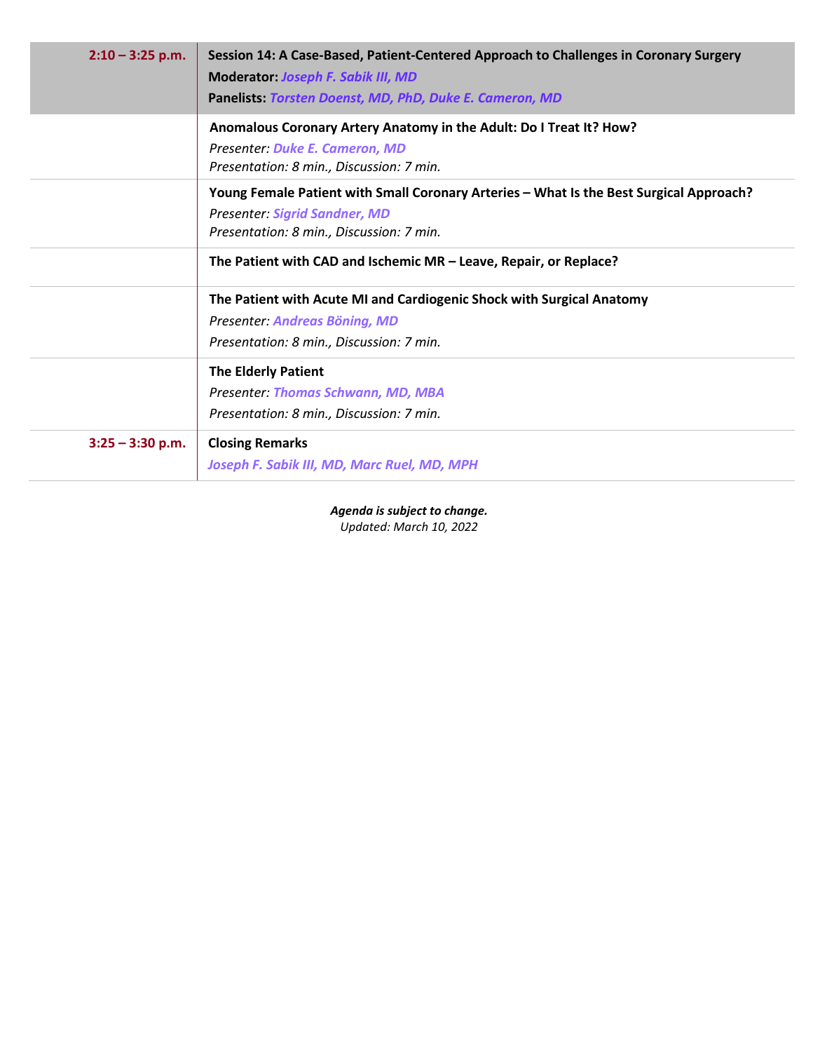| | |
|---|---|
| **2:10 – 3:25 p.m.** | **Session 14: A Case-Based, Patient-Centered Approach to Challenges in Coronary Surgery**<br>**Moderator:** ***Joseph F. Sabik III, MD***<br>**Panelists:** ***Torsten Doenst, MD, PhD, Duke E. Cameron, MD*** |
| | **Anomalous Coronary Artery Anatomy in the Adult: Do I Treat It? How?**<br>*Presenter:* ***Duke E. Cameron, MD***<br>*Presentation: 8 min., Discussion: 7 min.* |
| | **Young Female Patient with Small Coronary Arteries – What Is the Best Surgical Approach?**<br>*Presenter:* ***Sigrid Sandner, MD***<br>*Presentation: 8 min., Discussion: 7 min.* |
| | **The Patient with CAD and Ischemic MR – Leave, Repair, or Replace?** |
| | **The Patient with Acute MI and Cardiogenic Shock with Surgical Anatomy**<br>*Presenter:* ***Andreas Böning, MD***<br>*Presentation: 8 min., Discussion: 7 min.* |
| | **The Elderly Patient**<br>*Presenter:* ***Thomas Schwann, MD, MBA***<br>*Presentation: 8 min., Discussion: 7 min.* |
| **3:25 – 3:30 p.m.** | **Closing Remarks**<br>***Joseph F. Sabik III, MD, Marc Ruel, MD, MPH*** |

***Agenda is subject to change.***

*Updated: March 10, 2022*